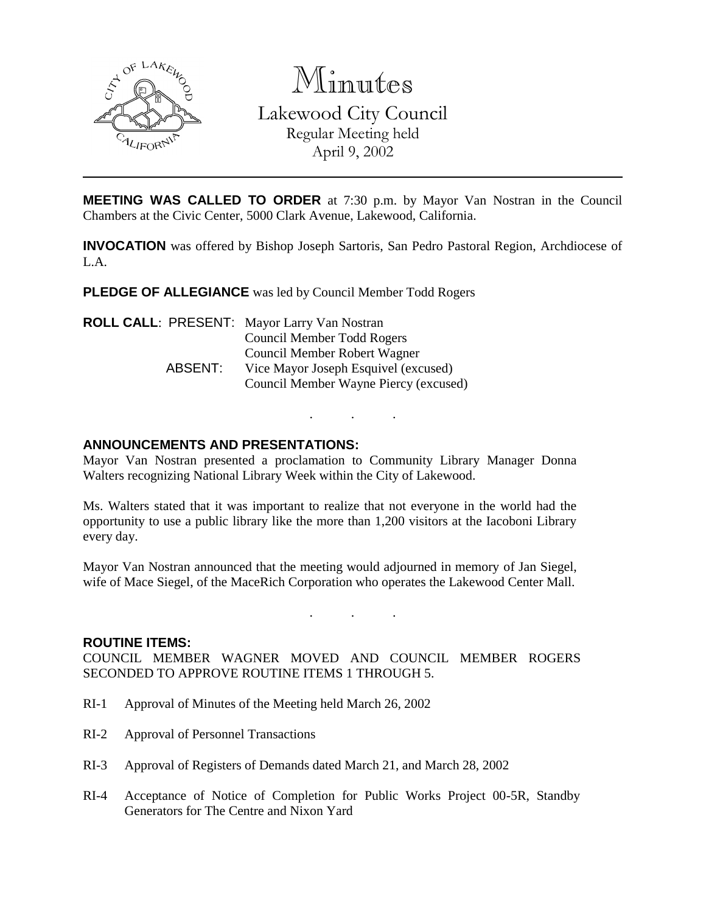# Minutes

## Lakewood City Council

Regular Meeting held
April 9, 2002

---

**MEETING WAS CALLED TO ORDER** at 7:30 p.m. by Mayor Van Nostran in the Council Chambers at the Civic Center, 5000 Clark Avenue, Lakewood, California.

**INVOCATION** was offered by Bishop Joseph Sartoris, San Pedro Pastoral Region, Archdiocese of L.A.

**PLEDGE OF ALLEGIANCE** was led by Council Member Todd Rogers

**ROLL CALL**: PRESENT: Mayor Larry Van Nostran
Council Member Todd Rogers
Council Member Robert Wagner
ABSENT: Vice Mayor Joseph Esquivel (excused)
Council Member Wayne Piercy (excused)

. . .

**ANNOUNCEMENTS AND PRESENTATIONS:**

Mayor Van Nostran presented a proclamation to Community Library Manager Donna Walters recognizing National Library Week within the City of Lakewood.

Ms. Walters stated that it was important to realize that not everyone in the world had the opportunity to use a public library like the more than 1,200 visitors at the Iacoboni Library every day.

Mayor Van Nostran announced that the meeting would adjourned in memory of Jan Siegel, wife of Mace Siegel, of the MaceRich Corporation who operates the Lakewood Center Mall.

. . .

**ROUTINE ITEMS:**

COUNCIL MEMBER WAGNER MOVED AND COUNCIL MEMBER ROGERS SECONDED TO APPROVE ROUTINE ITEMS 1 THROUGH 5.

RI-1 Approval of Minutes of the Meeting held March 26, 2002

RI-2 Approval of Personnel Transactions

RI-3 Approval of Registers of Demands dated March 21, and March 28, 2002

RI-4 Acceptance of Notice of Completion for Public Works Project 00-5R, Standby Generators for The Centre and Nixon Yard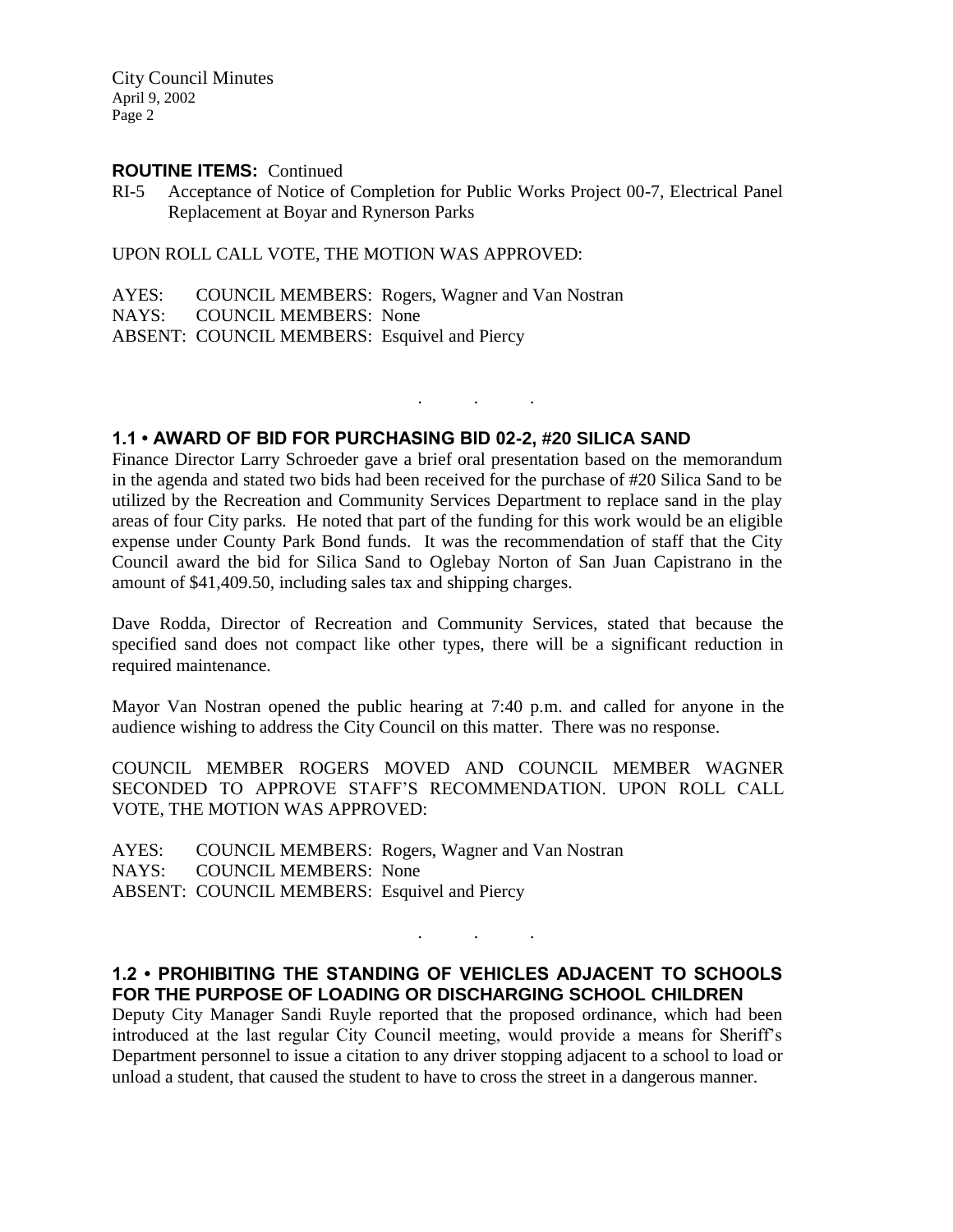**ROUTINE ITEMS:** Continued

RI-5 Acceptance of Notice of Completion for Public Works Project 00-7, Electrical Panel Replacement at Boyar and Rynerson Parks

UPON ROLL CALL VOTE, THE MOTION WAS APPROVED:

AYES: COUNCIL MEMBERS: Rogers, Wagner and Van Nostran
NAYS: COUNCIL MEMBERS: None
ABSENT: COUNCIL MEMBERS: Esquivel and Piercy

. . .

### 1.1 • AWARD OF BID FOR PURCHASING BID 02-2, #20 SILICA SAND

Finance Director Larry Schroeder gave a brief oral presentation based on the memorandum in the agenda and stated two bids had been received for the purchase of #20 Silica Sand to be utilized by the Recreation and Community Services Department to replace sand in the play areas of four City parks. He noted that part of the funding for this work would be an eligible expense under County Park Bond funds. It was the recommendation of staff that the City Council award the bid for Silica Sand to Oglebay Norton of San Juan Capistrano in the amount of $41,409.50, including sales tax and shipping charges.

Dave Rodda, Director of Recreation and Community Services, stated that because the specified sand does not compact like other types, there will be a significant reduction in required maintenance.

Mayor Van Nostran opened the public hearing at 7:40 p.m. and called for anyone in the audience wishing to address the City Council on this matter. There was no response.

COUNCIL MEMBER ROGERS MOVED AND COUNCIL MEMBER WAGNER SECONDED TO APPROVE STAFF'S RECOMMENDATION. UPON ROLL CALL VOTE, THE MOTION WAS APPROVED:

AYES: COUNCIL MEMBERS: Rogers, Wagner and Van Nostran
NAYS: COUNCIL MEMBERS: None
ABSENT: COUNCIL MEMBERS: Esquivel and Piercy

. . .

### 1.2 • PROHIBITING THE STANDING OF VEHICLES ADJACENT TO SCHOOLS FOR THE PURPOSE OF LOADING OR DISCHARGING SCHOOL CHILDREN

Deputy City Manager Sandi Ruyle reported that the proposed ordinance, which had been introduced at the last regular City Council meeting, would provide a means for Sheriff's Department personnel to issue a citation to any driver stopping adjacent to a school to load or unload a student, that caused the student to have to cross the street in a dangerous manner.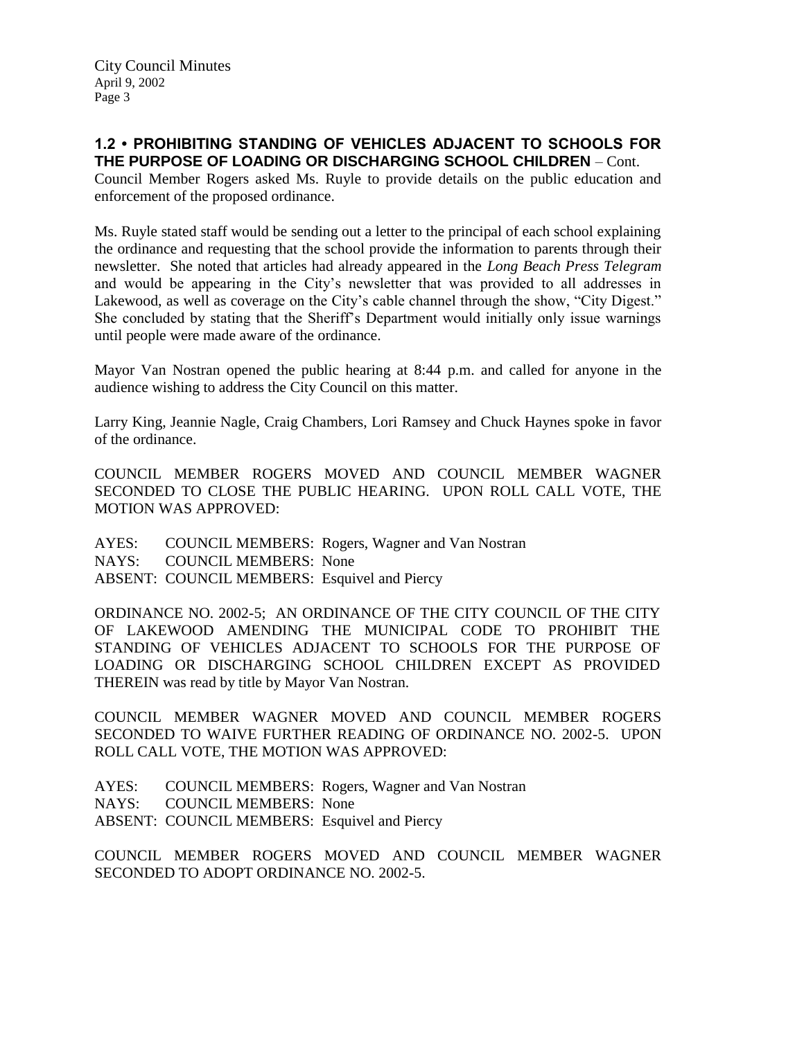**1.2 • PROHIBITING STANDING OF VEHICLES ADJACENT TO SCHOOLS FOR THE PURPOSE OF LOADING OR DISCHARGING SCHOOL CHILDREN** – Cont.

Council Member Rogers asked Ms. Ruyle to provide details on the public education and enforcement of the proposed ordinance.

Ms. Ruyle stated staff would be sending out a letter to the principal of each school explaining the ordinance and requesting that the school provide the information to parents through their newsletter. She noted that articles had already appeared in the *Long Beach Press Telegram* and would be appearing in the City's newsletter that was provided to all addresses in Lakewood, as well as coverage on the City's cable channel through the show, "City Digest." She concluded by stating that the Sheriff's Department would initially only issue warnings until people were made aware of the ordinance.

Mayor Van Nostran opened the public hearing at 8:44 p.m. and called for anyone in the audience wishing to address the City Council on this matter.

Larry King, Jeannie Nagle, Craig Chambers, Lori Ramsey and Chuck Haynes spoke in favor of the ordinance.

COUNCIL MEMBER ROGERS MOVED AND COUNCIL MEMBER WAGNER SECONDED TO CLOSE THE PUBLIC HEARING. UPON ROLL CALL VOTE, THE MOTION WAS APPROVED:

AYES: COUNCIL MEMBERS: Rogers, Wagner and Van Nostran
NAYS: COUNCIL MEMBERS: None
ABSENT: COUNCIL MEMBERS: Esquivel and Piercy

ORDINANCE NO. 2002-5; AN ORDINANCE OF THE CITY COUNCIL OF THE CITY OF LAKEWOOD AMENDING THE MUNICIPAL CODE TO PROHIBIT THE STANDING OF VEHICLES ADJACENT TO SCHOOLS FOR THE PURPOSE OF LOADING OR DISCHARGING SCHOOL CHILDREN EXCEPT AS PROVIDED THEREIN was read by title by Mayor Van Nostran.

COUNCIL MEMBER WAGNER MOVED AND COUNCIL MEMBER ROGERS SECONDED TO WAIVE FURTHER READING OF ORDINANCE NO. 2002-5. UPON ROLL CALL VOTE, THE MOTION WAS APPROVED:

AYES: COUNCIL MEMBERS: Rogers, Wagner and Van Nostran
NAYS: COUNCIL MEMBERS: None
ABSENT: COUNCIL MEMBERS: Esquivel and Piercy

COUNCIL MEMBER ROGERS MOVED AND COUNCIL MEMBER WAGNER SECONDED TO ADOPT ORDINANCE NO. 2002-5.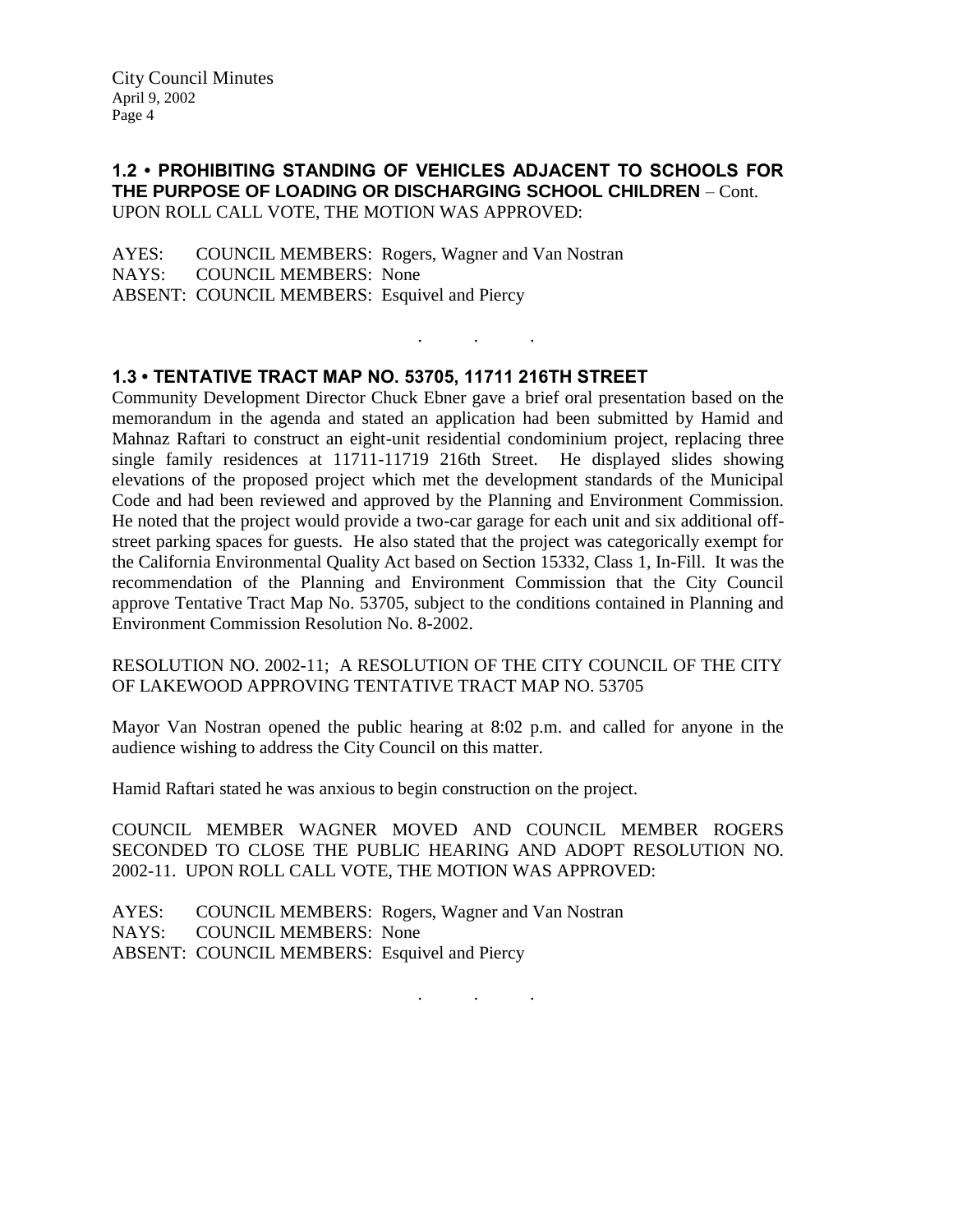## 1.2 • PROHIBITING STANDING OF VEHICLES ADJACENT TO SCHOOLS FOR THE PURPOSE OF LOADING OR DISCHARGING SCHOOL CHILDREN – Cont.

UPON ROLL CALL VOTE, THE MOTION WAS APPROVED:

AYES: COUNCIL MEMBERS: Rogers, Wagner and Van Nostran
NAYS: COUNCIL MEMBERS: None
ABSENT: COUNCIL MEMBERS: Esquivel and Piercy

. . .

## 1.3 • TENTATIVE TRACT MAP NO. 53705, 11711 216TH STREET

Community Development Director Chuck Ebner gave a brief oral presentation based on the memorandum in the agenda and stated an application had been submitted by Hamid and Mahnaz Raftari to construct an eight-unit residential condominium project, replacing three single family residences at 11711-11719 216th Street. He displayed slides showing elevations of the proposed project which met the development standards of the Municipal Code and had been reviewed and approved by the Planning and Environment Commission. He noted that the project would provide a two-car garage for each unit and six additional off-street parking spaces for guests. He also stated that the project was categorically exempt for the California Environmental Quality Act based on Section 15332, Class 1, In-Fill. It was the recommendation of the Planning and Environment Commission that the City Council approve Tentative Tract Map No. 53705, subject to the conditions contained in Planning and Environment Commission Resolution No. 8-2002.

RESOLUTION NO. 2002-11; A RESOLUTION OF THE CITY COUNCIL OF THE CITY OF LAKEWOOD APPROVING TENTATIVE TRACT MAP NO. 53705

Mayor Van Nostran opened the public hearing at 8:02 p.m. and called for anyone in the audience wishing to address the City Council on this matter.

Hamid Raftari stated he was anxious to begin construction on the project.

COUNCIL MEMBER WAGNER MOVED AND COUNCIL MEMBER ROGERS SECONDED TO CLOSE THE PUBLIC HEARING AND ADOPT RESOLUTION NO. 2002-11. UPON ROLL CALL VOTE, THE MOTION WAS APPROVED:

AYES: COUNCIL MEMBERS: Rogers, Wagner and Van Nostran
NAYS: COUNCIL MEMBERS: None
ABSENT: COUNCIL MEMBERS: Esquivel and Piercy

. . .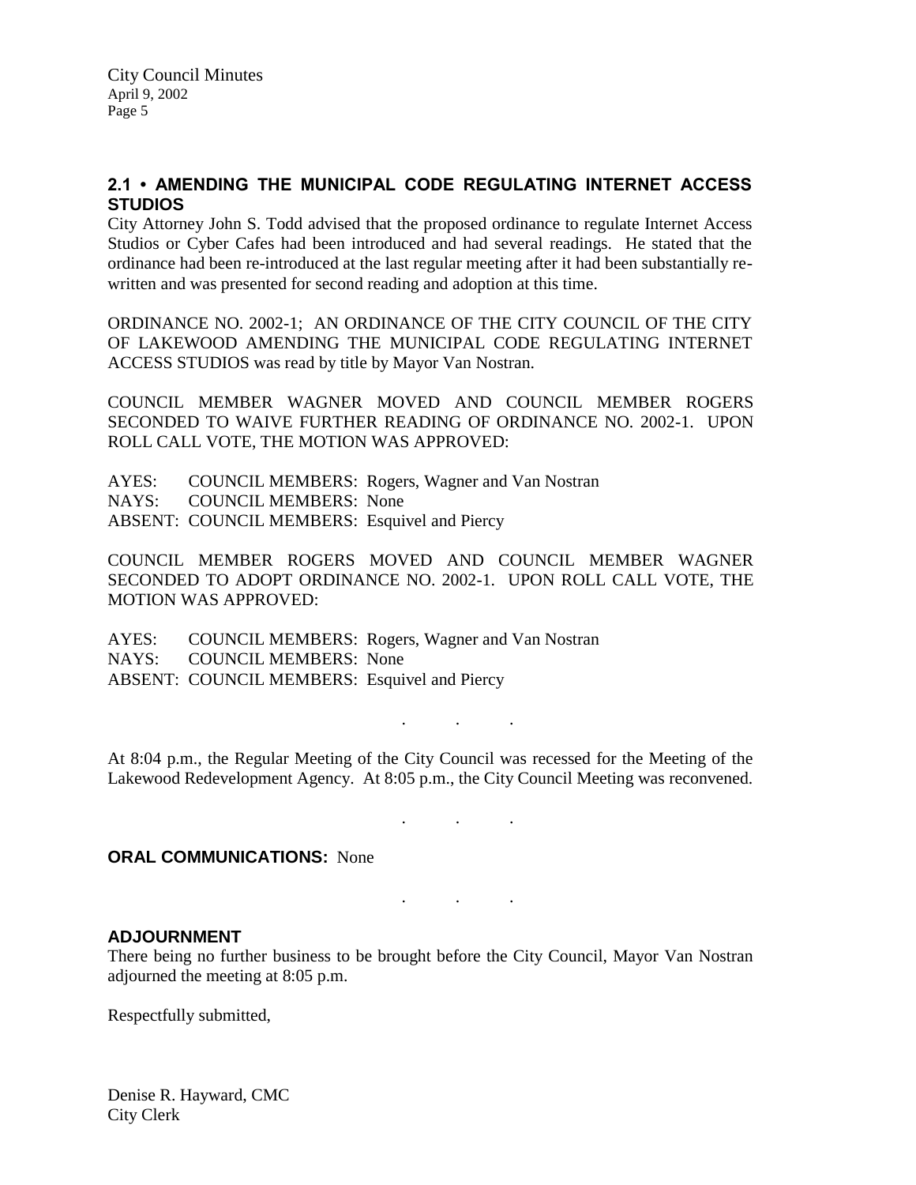## 2.1 • AMENDING THE MUNICIPAL CODE REGULATING INTERNET ACCESS STUDIOS

City Attorney John S. Todd advised that the proposed ordinance to regulate Internet Access Studios or Cyber Cafes had been introduced and had several readings. He stated that the ordinance had been re-introduced at the last regular meeting after it had been substantially re-written and was presented for second reading and adoption at this time.

ORDINANCE NO. 2002-1; AN ORDINANCE OF THE CITY COUNCIL OF THE CITY OF LAKEWOOD AMENDING THE MUNICIPAL CODE REGULATING INTERNET ACCESS STUDIOS was read by title by Mayor Van Nostran.

COUNCIL MEMBER WAGNER MOVED AND COUNCIL MEMBER ROGERS SECONDED TO WAIVE FURTHER READING OF ORDINANCE NO. 2002-1. UPON ROLL CALL VOTE, THE MOTION WAS APPROVED:

AYES: COUNCIL MEMBERS: Rogers, Wagner and Van Nostran
NAYS: COUNCIL MEMBERS: None
ABSENT: COUNCIL MEMBERS: Esquivel and Piercy

COUNCIL MEMBER ROGERS MOVED AND COUNCIL MEMBER WAGNER SECONDED TO ADOPT ORDINANCE NO. 2002-1. UPON ROLL CALL VOTE, THE MOTION WAS APPROVED:

AYES: COUNCIL MEMBERS: Rogers, Wagner and Van Nostran
NAYS: COUNCIL MEMBERS: None
ABSENT: COUNCIL MEMBERS: Esquivel and Piercy

. . .

At 8:04 p.m., the Regular Meeting of the City Council was recessed for the Meeting of the Lakewood Redevelopment Agency. At 8:05 p.m., the City Council Meeting was reconvened.

. . .

**ORAL COMMUNICATIONS:** None

. . .

## ADJOURNMENT

There being no further business to be brought before the City Council, Mayor Van Nostran adjourned the meeting at 8:05 p.m.

Respectfully submitted,

Denise R. Hayward, CMC
City Clerk